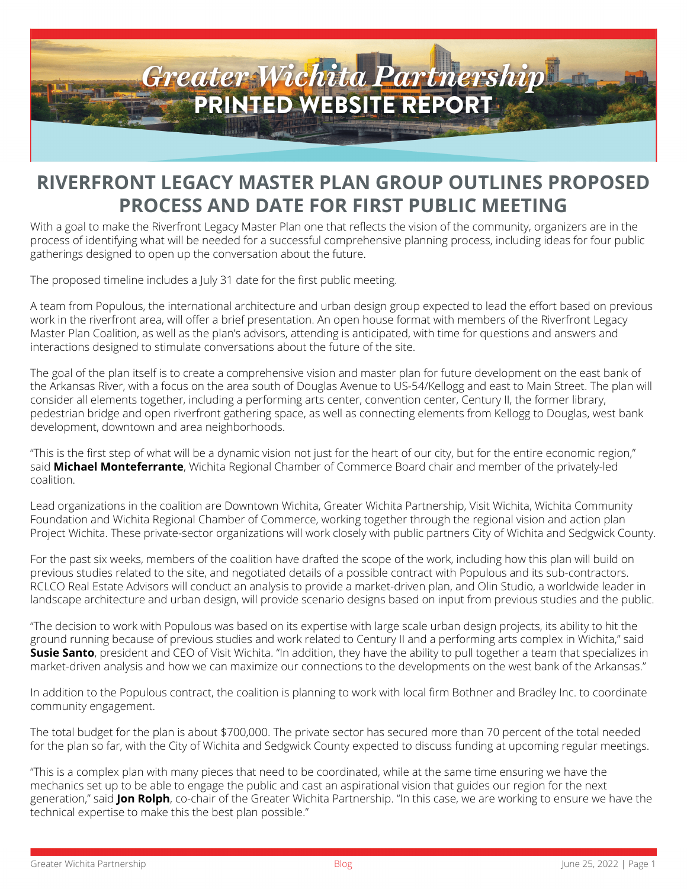# RIVERFRONT LEGACY MASTER PLAN GROUP OUTLINES PROPOSED PROCESS AND DATE FOR FIRST PUBLIC MEETING

With a goal to make the Riverfront Legacy Master Plan one that reflects the vision of the community, organizers are in the process of identifying what will be needed for a successful comprehensive planning process, including ideas for four public gatherings designed to open up the conversation about the future.

The proposed timeline includes a July 31 date for the first public meeting.

A team from Populous, the international architecture and urban design group expected to lead the effort based on previous work in the riverfront area, will offer a brief presentation. An open house format with members of the Riverfront Legacy Master Plan Coalition, as well as the plan's advisors, attending is anticipated, with time for questions and answers and interactions designed to stimulate conversations about the future of the site.

The goal of the plan itself is to create a comprehensive vision and master plan for future development on the east bank of the Arkansas River, with a focus on the area south of Douglas Avenue to US-54/Kellogg and east to Main Street. The plan will consider all elements together, including a performing arts center, convention center, Century II, the former library, pedestrian bridge and open riverfront gathering space, as well as connecting elements from Kellogg to Douglas, west bank development, downtown and area neighborhoods.

"This is the first step of what will be a dynamic vision not just for the heart of our city, but for the entire economic region," said **Michael Monteferrante**, Wichita Regional Chamber of Commerce Board chair and member of the privately-led coalition.

Lead organizations in the coalition are Downtown Wichita, Greater Wichita Partnership, Visit Wichita, Wichita Community Foundation and Wichita Regional Chamber of Commerce, working together through the regional vision and action plan Project Wichita. These private-sector organizations will work closely with public partners City of Wichita and Sedgwick County.

For the past six weeks, members of the coalition have drafted the scope of the work, including how this plan will build on previous studies related to the site, and negotiated details of a possible contract with Populous and its sub-contractors. RCLCO Real Estate Advisors will conduct an analysis to provide a market-driven plan, and Olin Studio, a worldwide leader in landscape architecture and urban design, will provide scenario designs based on input from previous studies and the public.

"The decision to work with Populous was based on its expertise with large scale urban design projects, its ability to hit the ground running because of previous studies and work related to Century II and a performing arts complex in Wichita," said **Susie Santo**, president and CEO of Visit Wichita. "In addition, they have the ability to pull together a team that specializes in market-driven analysis and how we can maximize our connections to the developments on the west bank of the Arkansas."

In addition to the Populous contract, the coalition is planning to work with local firm Bothner and Bradley Inc. to coordinate community engagement.

The total budget for the plan is about $700,000. The private sector has secured more than 70 percent of the total needed for the plan so far, with the City of Wichita and Sedgwick County expected to discuss funding at upcoming regular meetings.

"This is a complex plan with many pieces that need to be coordinated, while at the same time ensuring we have the mechanics set up to be able to engage the public and cast an aspirational vision that guides our region for the next generation," said **Jon Rolph**, co-chair of the Greater Wichita Partnership. "In this case, we are working to ensure we have the technical expertise to make this the best plan possible."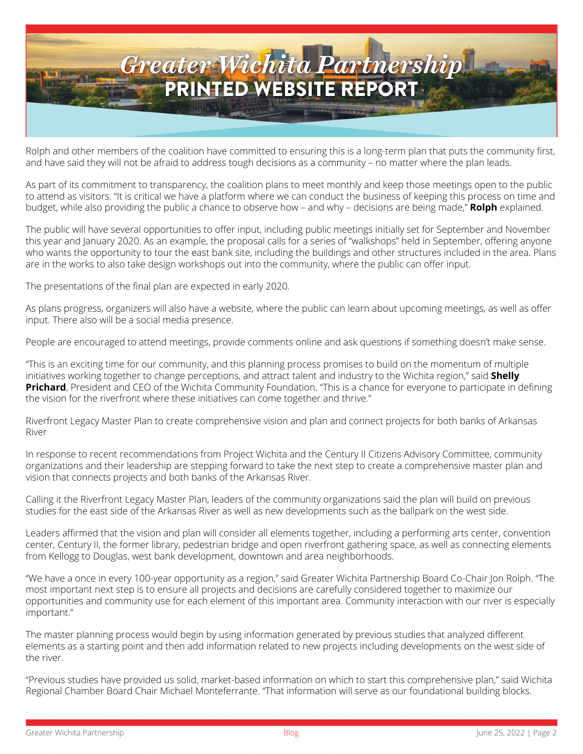Rolph and other members of the coalition have committed to ensuring this is a long-term plan that puts the community first, and have said they will not be afraid to address tough decisions as a community – no matter where the plan leads.

As part of its commitment to transparency, the coalition plans to meet monthly and keep those meetings open to the public to attend as visitors. "It is critical we have a platform where we can conduct the business of keeping this process on time and budget, while also providing the public a chance to observe how – and why – decisions are being made," **Rolph** explained.

The public will have several opportunities to offer input, including public meetings initially set for September and November this year and January 2020. As an example, the proposal calls for a series of "walkshops" held in September, offering anyone who wants the opportunity to tour the east bank site, including the buildings and other structures included in the area. Plans are in the works to also take design workshops out into the community, where the public can offer input.

The presentations of the final plan are expected in early 2020.

As plans progress, organizers will also have a website, where the public can learn about upcoming meetings, as well as offer input. There also will be a social media presence.

People are encouraged to attend meetings, provide comments online and ask questions if something doesn't make sense.

"This is an exciting time for our community, and this planning process promises to build on the momentum of multiple initiatives working together to change perceptions, and attract talent and industry to the Wichita region," said **Shelly Prichard**, President and CEO of the Wichita Community Foundation. "This is a chance for everyone to participate in defining the vision for the riverfront where these initiatives can come together and thrive."

Riverfront Legacy Master Plan to create comprehensive vision and plan and connect projects for both banks of Arkansas River

In response to recent recommendations from Project Wichita and the Century II Citizens Advisory Committee, community organizations and their leadership are stepping forward to take the next step to create a comprehensive master plan and vision that connects projects and both banks of the Arkansas River.

Calling it the Riverfront Legacy Master Plan, leaders of the community organizations said the plan will build on previous studies for the east side of the Arkansas River as well as new developments such as the ballpark on the west side.

Leaders affirmed that the vision and plan will consider all elements together, including a performing arts center, convention center, Century II, the former library, pedestrian bridge and open riverfront gathering space, as well as connecting elements from Kellogg to Douglas, west bank development, downtown and area neighborhoods.

"We have a once in every 100-year opportunity as a region," said Greater Wichita Partnership Board Co-Chair Jon Rolph. "The most important next step is to ensure all projects and decisions are carefully considered together to maximize our opportunities and community use for each element of this important area. Community interaction with our river is especially important."

The master planning process would begin by using information generated by previous studies that analyzed different elements as a starting point and then add information related to new projects including developments on the west side of the river.

"Previous studies have provided us solid, market-based information on which to start this comprehensive plan," said Wichita Regional Chamber Board Chair Michael Monteferrante. "That information will serve as our foundational building blocks.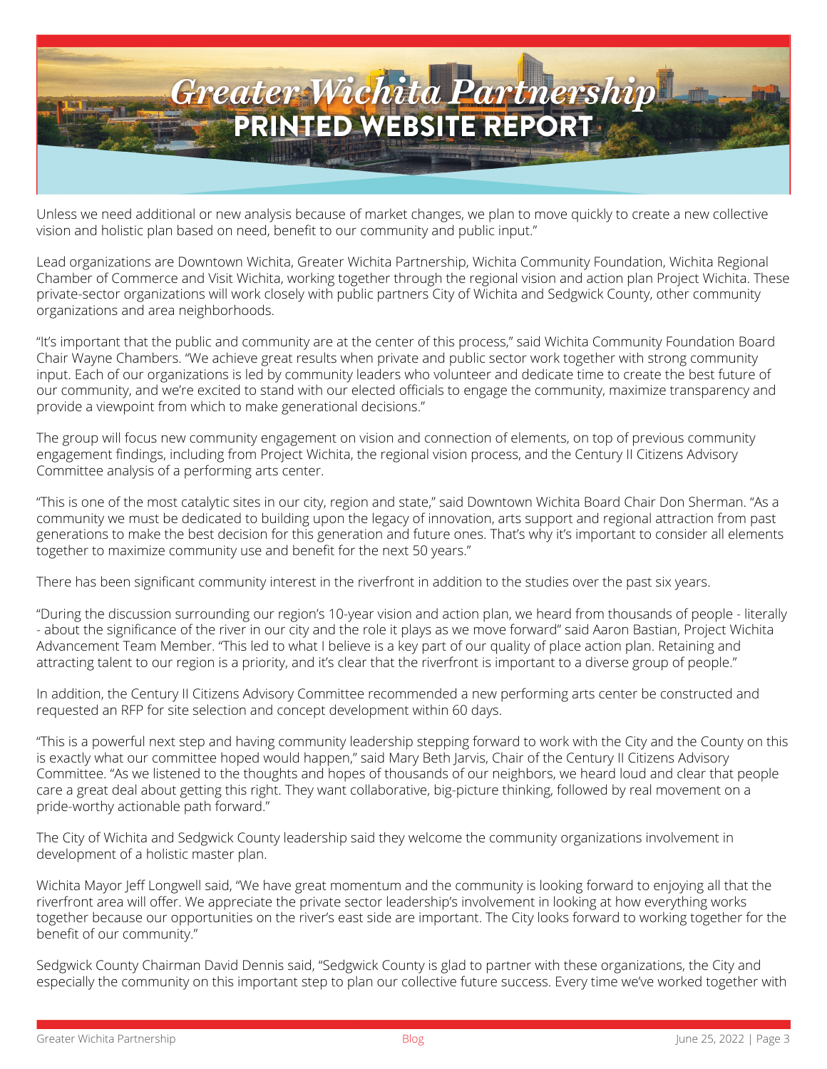Unless we need additional or new analysis because of market changes, we plan to move quickly to create a new collective vision and holistic plan based on need, benefit to our community and public input."

Lead organizations are Downtown Wichita, Greater Wichita Partnership, Wichita Community Foundation, Wichita Regional Chamber of Commerce and Visit Wichita, working together through the regional vision and action plan Project Wichita. These private-sector organizations will work closely with public partners City of Wichita and Sedgwick County, other community organizations and area neighborhoods.

"It's important that the public and community are at the center of this process," said Wichita Community Foundation Board Chair Wayne Chambers. "We achieve great results when private and public sector work together with strong community input. Each of our organizations is led by community leaders who volunteer and dedicate time to create the best future of our community, and we're excited to stand with our elected officials to engage the community, maximize transparency and provide a viewpoint from which to make generational decisions."

The group will focus new community engagement on vision and connection of elements, on top of previous community engagement findings, including from Project Wichita, the regional vision process, and the Century II Citizens Advisory Committee analysis of a performing arts center.

"This is one of the most catalytic sites in our city, region and state," said Downtown Wichita Board Chair Don Sherman. "As a community we must be dedicated to building upon the legacy of innovation, arts support and regional attraction from past generations to make the best decision for this generation and future ones. That's why it's important to consider all elements together to maximize community use and benefit for the next 50 years."

There has been significant community interest in the riverfront in addition to the studies over the past six years.

"During the discussion surrounding our region's 10-year vision and action plan, we heard from thousands of people - literally - about the significance of the river in our city and the role it plays as we move forward" said Aaron Bastian, Project Wichita Advancement Team Member. "This led to what I believe is a key part of our quality of place action plan. Retaining and attracting talent to our region is a priority, and it's clear that the riverfront is important to a diverse group of people."

In addition, the Century II Citizens Advisory Committee recommended a new performing arts center be constructed and requested an RFP for site selection and concept development within 60 days.

"This is a powerful next step and having community leadership stepping forward to work with the City and the County on this is exactly what our committee hoped would happen," said Mary Beth Jarvis, Chair of the Century II Citizens Advisory Committee. "As we listened to the thoughts and hopes of thousands of our neighbors, we heard loud and clear that people care a great deal about getting this right. They want collaborative, big-picture thinking, followed by real movement on a pride-worthy actionable path forward."

The City of Wichita and Sedgwick County leadership said they welcome the community organizations involvement in development of a holistic master plan.

Wichita Mayor Jeff Longwell said, "We have great momentum and the community is looking forward to enjoying all that the riverfront area will offer. We appreciate the private sector leadership's involvement in looking at how everything works together because our opportunities on the river's east side are important. The City looks forward to working together for the benefit of our community."

Sedgwick County Chairman David Dennis said, "Sedgwick County is glad to partner with these organizations, the City and especially the community on this important step to plan our collective future success. Every time we've worked together with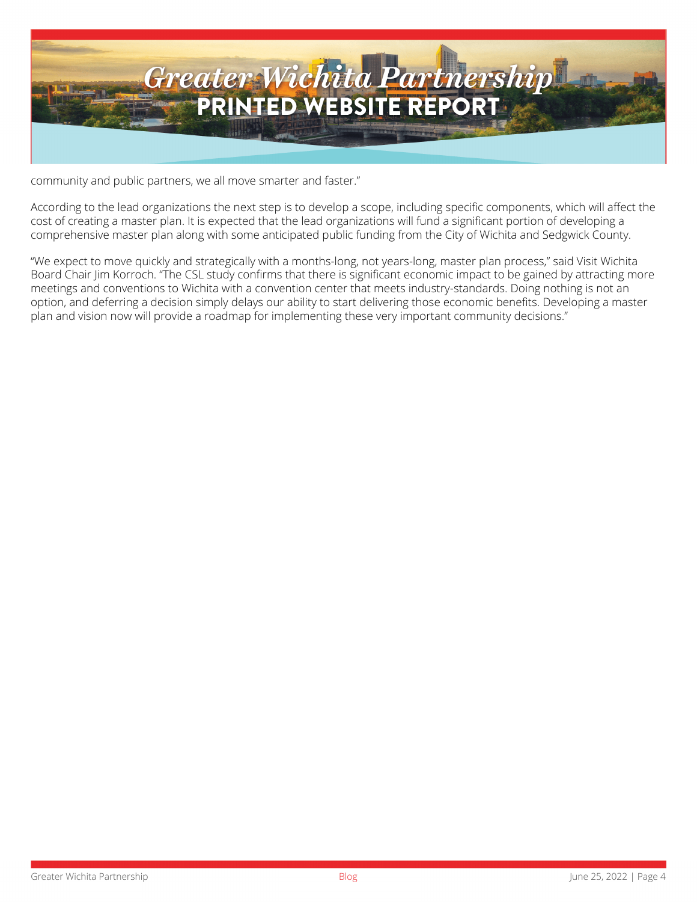community and public partners, we all move smarter and faster."

According to the lead organizations the next step is to develop a scope, including specific components, which will affect the cost of creating a master plan. It is expected that the lead organizations will fund a significant portion of developing a comprehensive master plan along with some anticipated public funding from the City of Wichita and Sedgwick County.

"We expect to move quickly and strategically with a months-long, not years-long, master plan process," said Visit Wichita Board Chair Jim Korroch. "The CSL study confirms that there is significant economic impact to be gained by attracting more meetings and conventions to Wichita with a convention center that meets industry-standards. Doing nothing is not an option, and deferring a decision simply delays our ability to start delivering those economic benefits. Developing a master plan and vision now will provide a roadmap for implementing these very important community decisions."